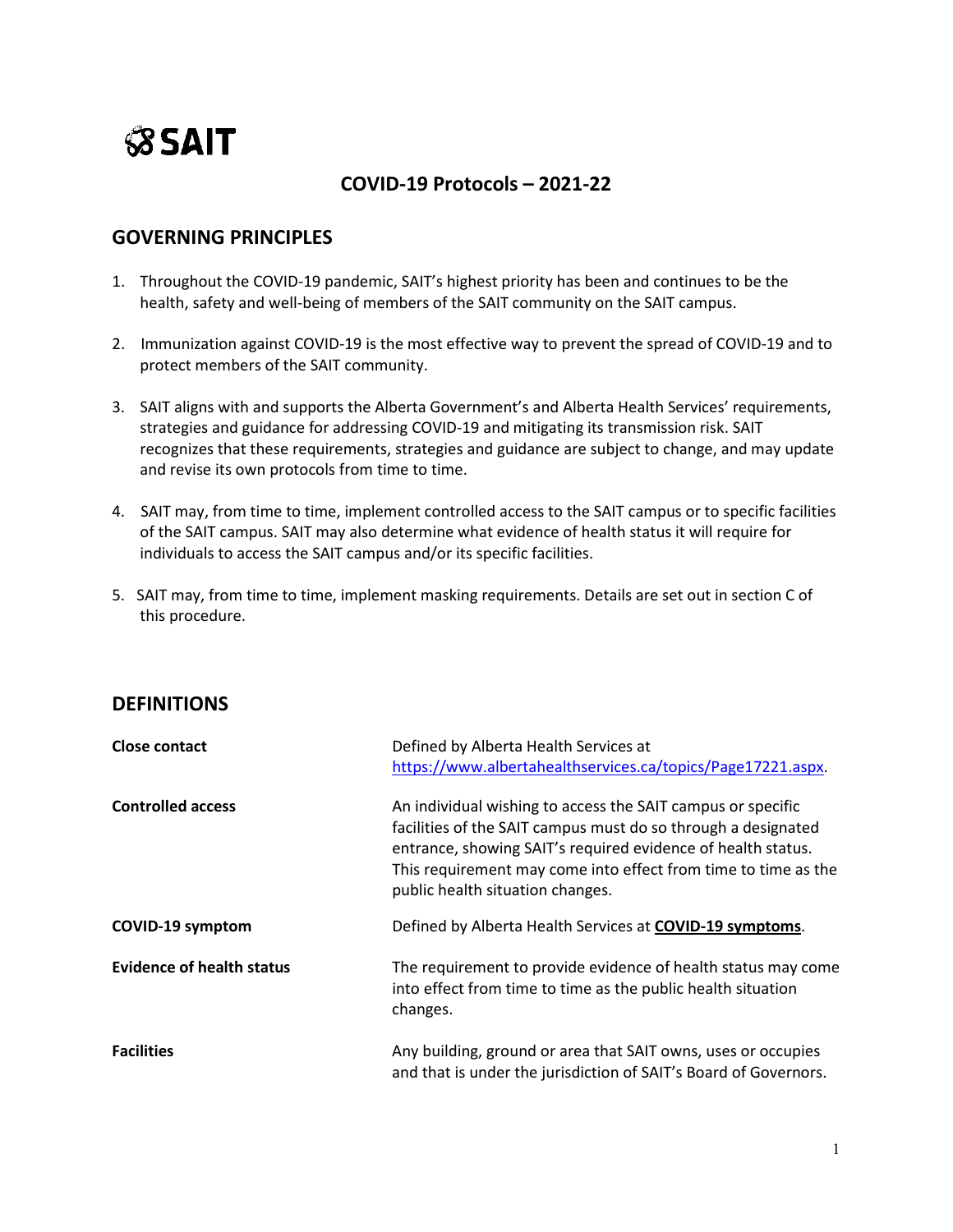SAIT

# COVID-19 Protocols – 2021-22

## GOVERNING PRINCIPLES

1. Throughout the COVID-19 pandemic, SAIT's highest priority has been and continues to be the health, safety and well-being of members of the SAIT community on the SAIT campus.

2. Immunization against COVID-19 is the most effective way to prevent the spread of COVID-19 and to protect members of the SAIT community.

3. SAIT aligns with and supports the Alberta Government's and Alberta Health Services' requirements, strategies and guidance for addressing COVID-19 and mitigating its transmission risk. SAIT recognizes that these requirements, strategies and guidance are subject to change, and may update and revise its own protocols from time to time.

4. SAIT may, from time to time, implement controlled access to the SAIT campus or to specific facilities of the SAIT campus. SAIT may also determine what evidence of health status it will require for individuals to access the SAIT campus and/or its specific facilities.

5. SAIT may, from time to time, implement masking requirements. Details are set out in section C of this procedure.

## DEFINITIONS

| | |
|---|---|
| **Close contact** | Defined by Alberta Health Services at https://www.albertahealthservices.ca/topics/Page17221.aspx. |
| **Controlled access** | An individual wishing to access the SAIT campus or specific facilities of the SAIT campus must do so through a designated entrance, showing SAIT's required evidence of health status. This requirement may come into effect from time to time as the public health situation changes. |
| **COVID-19 symptom** | Defined by Alberta Health Services at **COVID-19 symptoms**. |
| **Evidence of health status** | The requirement to provide evidence of health status may come into effect from time to time as the public health situation changes. |
| **Facilities** | Any building, ground or area that SAIT owns, uses or occupies and that is under the jurisdiction of SAIT's Board of Governors. |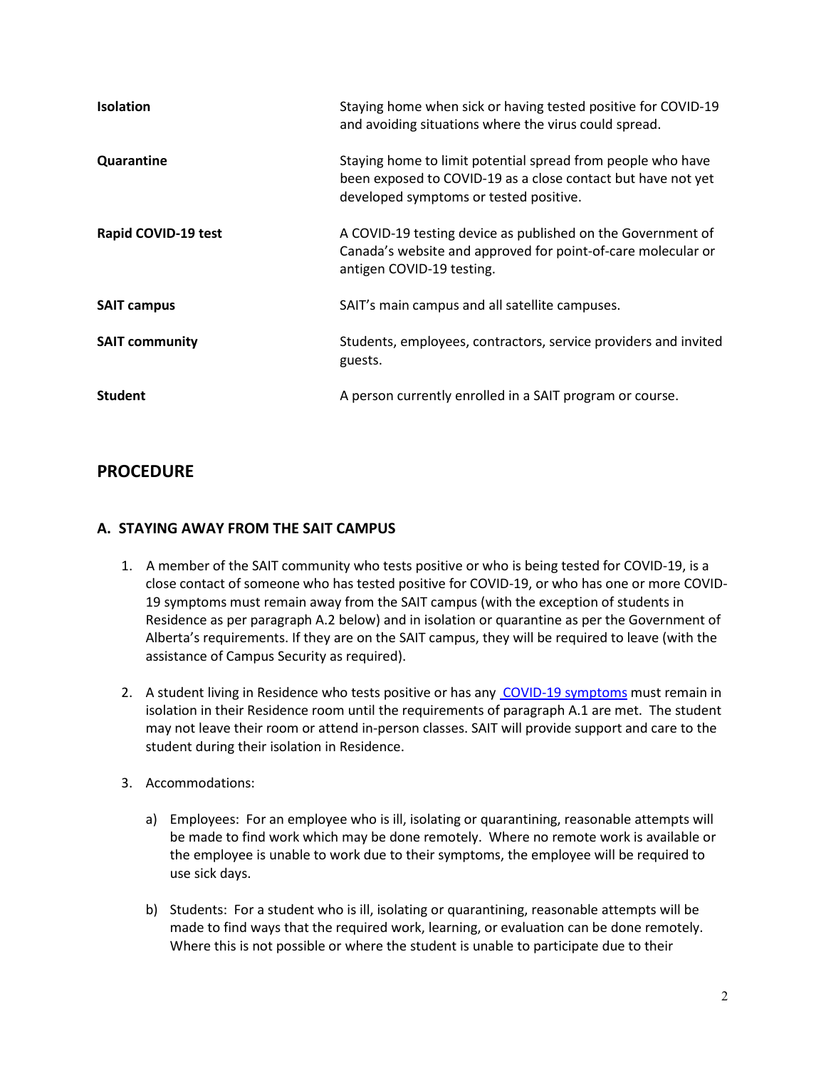| | |
|---|---|
| **Isolation** | Staying home when sick or having tested positive for COVID-19 and avoiding situations where the virus could spread. |
| **Quarantine** | Staying home to limit potential spread from people who have been exposed to COVID-19 as a close contact but have not yet developed symptoms or tested positive. |
| **Rapid COVID-19 test** | A COVID-19 testing device as published on the Government of Canada's website and approved for point-of-care molecular or antigen COVID-19 testing. |
| **SAIT campus** | SAIT's main campus and all satellite campuses. |
| **SAIT community** | Students, employees, contractors, service providers and invited guests. |
| **Student** | A person currently enrolled in a SAIT program or course. |

## PROCEDURE

### A. STAYING AWAY FROM THE SAIT CAMPUS

1. A member of the SAIT community who tests positive or who is being tested for COVID-19, is a close contact of someone who has tested positive for COVID-19, or who has one or more COVID-19 symptoms must remain away from the SAIT campus (with the exception of students in Residence as per paragraph A.2 below) and in isolation or quarantine as per the Government of Alberta's requirements. If they are on the SAIT campus, they will be required to leave (with the assistance of Campus Security as required).

2. A student living in Residence who tests positive or has any COVID-19 symptoms must remain in isolation in their Residence room until the requirements of paragraph A.1 are met. The student may not leave their room or attend in-person classes. SAIT will provide support and care to the student during their isolation in Residence.

3. Accommodations:

   a) Employees: For an employee who is ill, isolating or quarantining, reasonable attempts will be made to find work which may be done remotely. Where no remote work is available or the employee is unable to work due to their symptoms, the employee will be required to use sick days.

   b) Students: For a student who is ill, isolating or quarantining, reasonable attempts will be made to find ways that the required work, learning, or evaluation can be done remotely. Where this is not possible or where the student is unable to participate due to their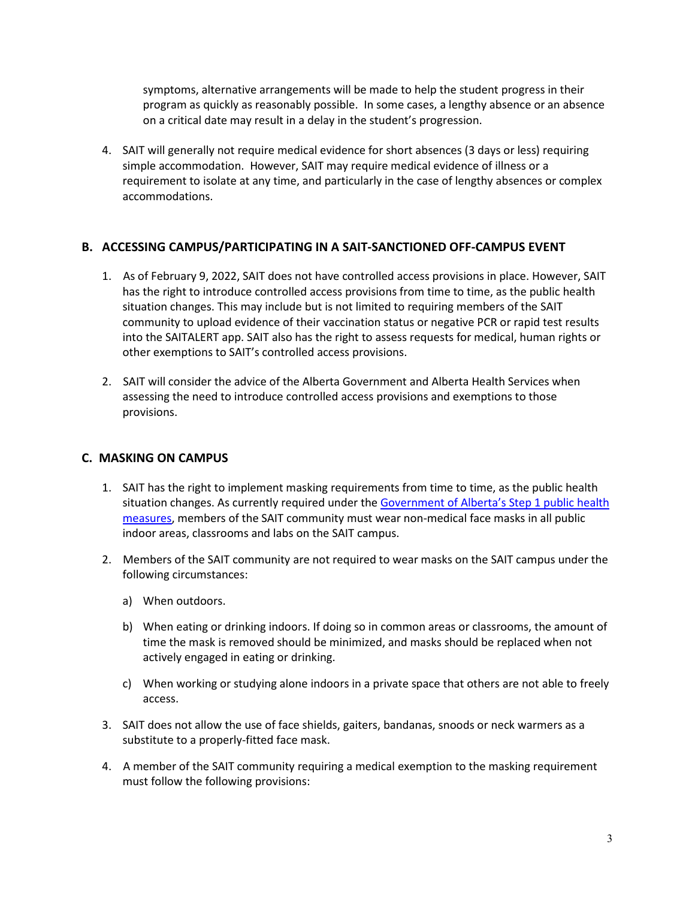symptoms, alternative arrangements will be made to help the student progress in their program as quickly as reasonably possible. In some cases, a lengthy absence or an absence on a critical date may result in a delay in the student's progression.

4. SAIT will generally not require medical evidence for short absences (3 days or less) requiring simple accommodation. However, SAIT may require medical evidence of illness or a requirement to isolate at any time, and particularly in the case of lengthy absences or complex accommodations.

## B. ACCESSING CAMPUS/PARTICIPATING IN A SAIT-SANCTIONED OFF-CAMPUS EVENT

1. As of February 9, 2022, SAIT does not have controlled access provisions in place. However, SAIT has the right to introduce controlled access provisions from time to time, as the public health situation changes. This may include but is not limited to requiring members of the SAIT community to upload evidence of their vaccination status or negative PCR or rapid test results into the SAITALERT app. SAIT also has the right to assess requests for medical, human rights or other exemptions to SAIT's controlled access provisions.

2. SAIT will consider the advice of the Alberta Government and Alberta Health Services when assessing the need to introduce controlled access provisions and exemptions to those provisions.

## C. MASKING ON CAMPUS

1. SAIT has the right to implement masking requirements from time to time, as the public health situation changes. As currently required under the Government of Alberta's Step 1 public health measures, members of the SAIT community must wear non-medical face masks in all public indoor areas, classrooms and labs on the SAIT campus.

2. Members of the SAIT community are not required to wear masks on the SAIT campus under the following circumstances:

   a) When outdoors.

   b) When eating or drinking indoors. If doing so in common areas or classrooms, the amount of time the mask is removed should be minimized, and masks should be replaced when not actively engaged in eating or drinking.

   c) When working or studying alone indoors in a private space that others are not able to freely access.

3. SAIT does not allow the use of face shields, gaiters, bandanas, snoods or neck warmers as a substitute to a properly-fitted face mask.

4. A member of the SAIT community requiring a medical exemption to the masking requirement must follow the following provisions: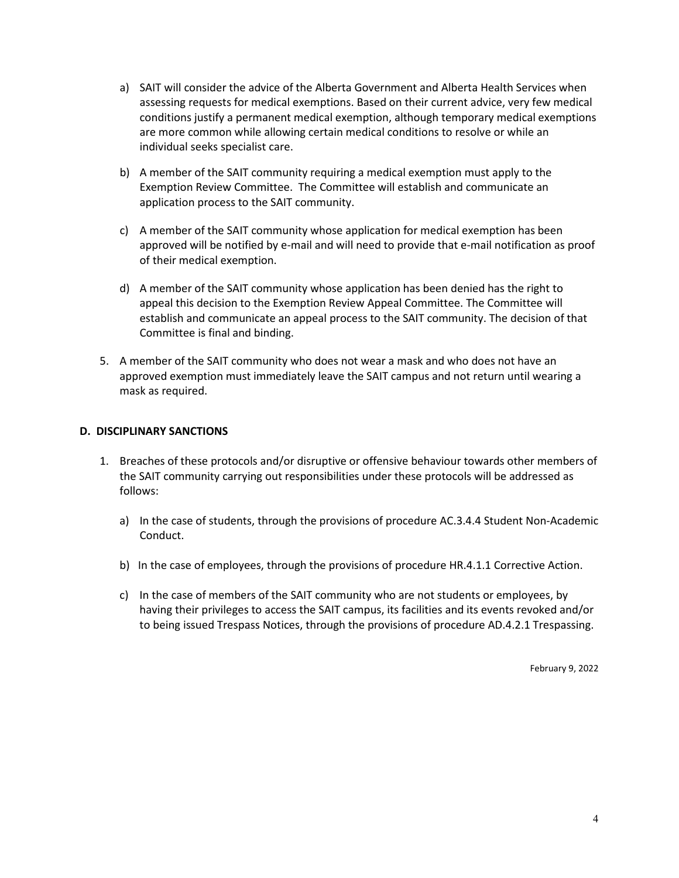a) SAIT will consider the advice of the Alberta Government and Alberta Health Services when assessing requests for medical exemptions. Based on their current advice, very few medical conditions justify a permanent medical exemption, although temporary medical exemptions are more common while allowing certain medical conditions to resolve or while an individual seeks specialist care.

b) A member of the SAIT community requiring a medical exemption must apply to the Exemption Review Committee. The Committee will establish and communicate an application process to the SAIT community.

c) A member of the SAIT community whose application for medical exemption has been approved will be notified by e-mail and will need to provide that e-mail notification as proof of their medical exemption.

d) A member of the SAIT community whose application has been denied has the right to appeal this decision to the Exemption Review Appeal Committee. The Committee will establish and communicate an appeal process to the SAIT community. The decision of that Committee is final and binding.

5. A member of the SAIT community who does not wear a mask and who does not have an approved exemption must immediately leave the SAIT campus and not return until wearing a mask as required.

## D. DISCIPLINARY SANCTIONS

1. Breaches of these protocols and/or disruptive or offensive behaviour towards other members of the SAIT community carrying out responsibilities under these protocols will be addressed as follows:

   a) In the case of students, through the provisions of procedure AC.3.4.4 Student Non-Academic Conduct.

   b) In the case of employees, through the provisions of procedure HR.4.1.1 Corrective Action.

   c) In the case of members of the SAIT community who are not students or employees, by having their privileges to access the SAIT campus, its facilities and its events revoked and/or to being issued Trespass Notices, through the provisions of procedure AD.4.2.1 Trespassing.

February 9, 2022